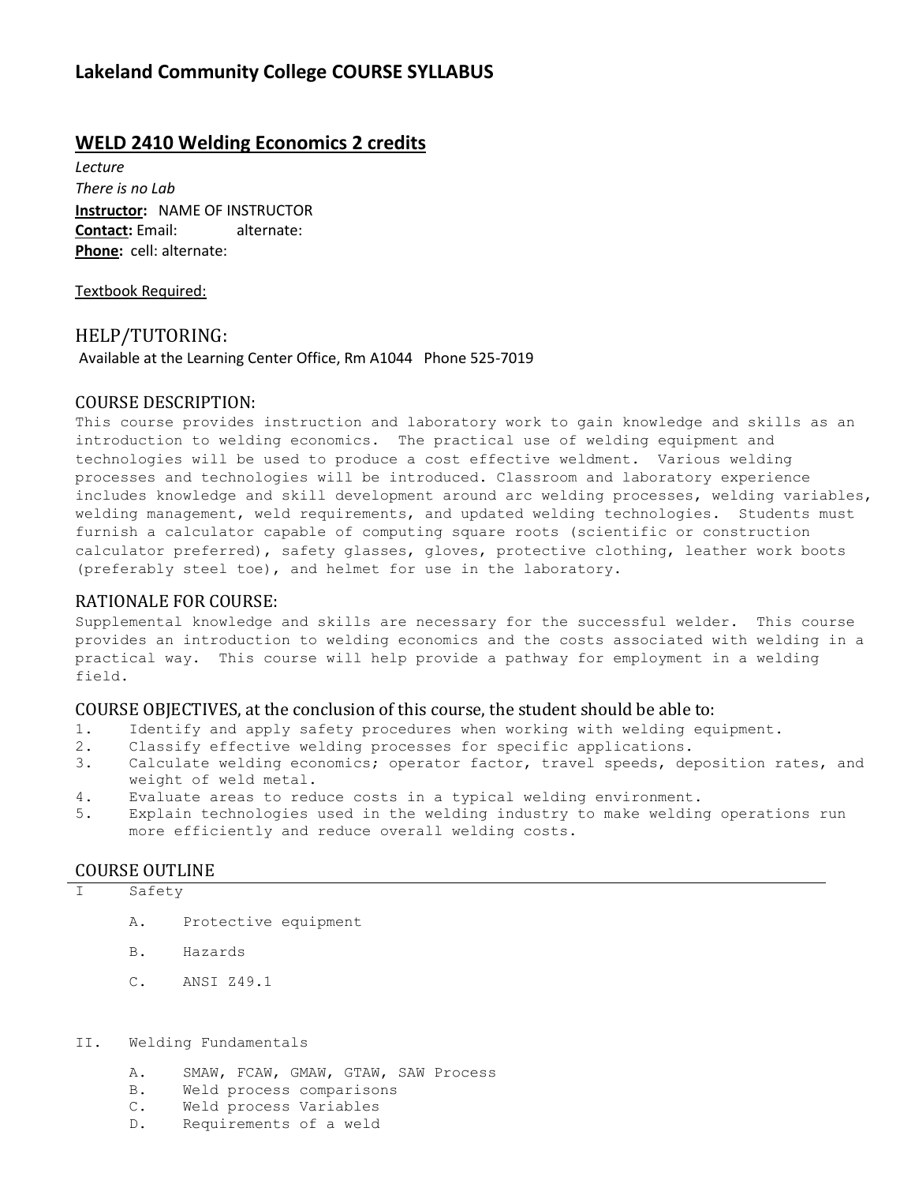# Lakeland Community College COURSE SYLLABUS

## WELD 2410 Welding Economics 2 credits

*Lecture*
*There is no Lab*
**Instructor:** NAME OF INSTRUCTOR
**Contact:** Email: alternate:
**Phone:** cell: alternate:

Textbook Required:

## HELP/TUTORING:

Available at the Learning Center Office, Rm A1044 Phone 525-7019

## COURSE DESCRIPTION:

This course provides instruction and laboratory work to gain knowledge and skills as an introduction to welding economics. The practical use of welding equipment and technologies will be used to produce a cost effective weldment. Various welding processes and technologies will be introduced. Classroom and laboratory experience includes knowledge and skill development around arc welding processes, welding variables, welding management, weld requirements, and updated welding technologies. Students must furnish a calculator capable of computing square roots (scientific or construction calculator preferred), safety glasses, gloves, protective clothing, leather work boots (preferably steel toe), and helmet for use in the laboratory.

## RATIONALE FOR COURSE:

Supplemental knowledge and skills are necessary for the successful welder. This course provides an introduction to welding economics and the costs associated with welding in a practical way. This course will help provide a pathway for employment in a welding field.

## COURSE OBJECTIVES, at the conclusion of this course, the student should be able to:

1. Identify and apply safety procedures when working with welding equipment.
2. Classify effective welding processes for specific applications.
3. Calculate welding economics; operator factor, travel speeds, deposition rates, and weight of weld metal.
4. Evaluate areas to reduce costs in a typical welding environment.
5. Explain technologies used in the welding industry to make welding operations run more efficiently and reduce overall welding costs.

## COURSE OUTLINE

I Safety

- A. Protective equipment
- B. Hazards
- C. ANSI Z49.1

II. Welding Fundamentals

- A. SMAW, FCAW, GMAW, GTAW, SAW Process
- B. Weld process comparisons
- C. Weld process Variables
- D. Requirements of a weld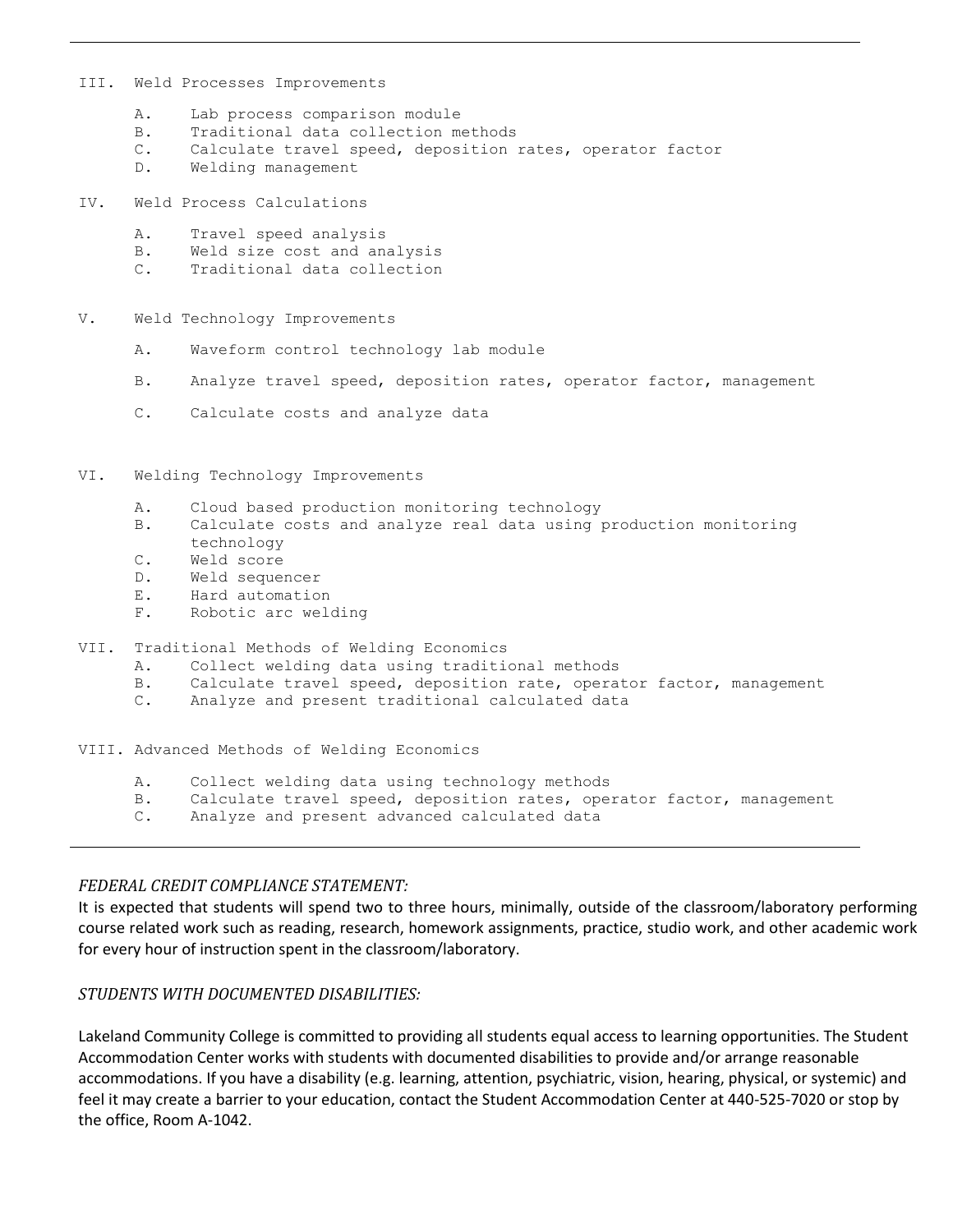III. Weld Processes Improvements

   A. Lab process comparison module
   B. Traditional data collection methods
   C. Calculate travel speed, deposition rates, operator factor
   D. Welding management

IV. Weld Process Calculations

   A. Travel speed analysis
   B. Weld size cost and analysis
   C. Traditional data collection

V. Weld Technology Improvements

   A. Waveform control technology lab module
   B. Analyze travel speed, deposition rates, operator factor, management
   C. Calculate costs and analyze data

VI. Welding Technology Improvements

   A. Cloud based production monitoring technology
   B. Calculate costs and analyze real data using production monitoring technology
   C. Weld score
   D. Weld sequencer
   E. Hard automation
   F. Robotic arc welding

VII. Traditional Methods of Welding Economics

   A. Collect welding data using traditional methods
   B. Calculate travel speed, deposition rate, operator factor, management
   C. Analyze and present traditional calculated data

VIII. Advanced Methods of Welding Economics

   A. Collect welding data using technology methods
   B. Calculate travel speed, deposition rates, operator factor, management
   C. Analyze and present advanced calculated data

*FEDERAL CREDIT COMPLIANCE STATEMENT:*

It is expected that students will spend two to three hours, minimally, outside of the classroom/laboratory performing course related work such as reading, research, homework assignments, practice, studio work, and other academic work for every hour of instruction spent in the classroom/laboratory.

*STUDENTS WITH DOCUMENTED DISABILITIES:*

Lakeland Community College is committed to providing all students equal access to learning opportunities. The Student Accommodation Center works with students with documented disabilities to provide and/or arrange reasonable accommodations. If you have a disability (e.g. learning, attention, psychiatric, vision, hearing, physical, or systemic) and feel it may create a barrier to your education, contact the Student Accommodation Center at 440-525-7020 or stop by the office, Room A-1042.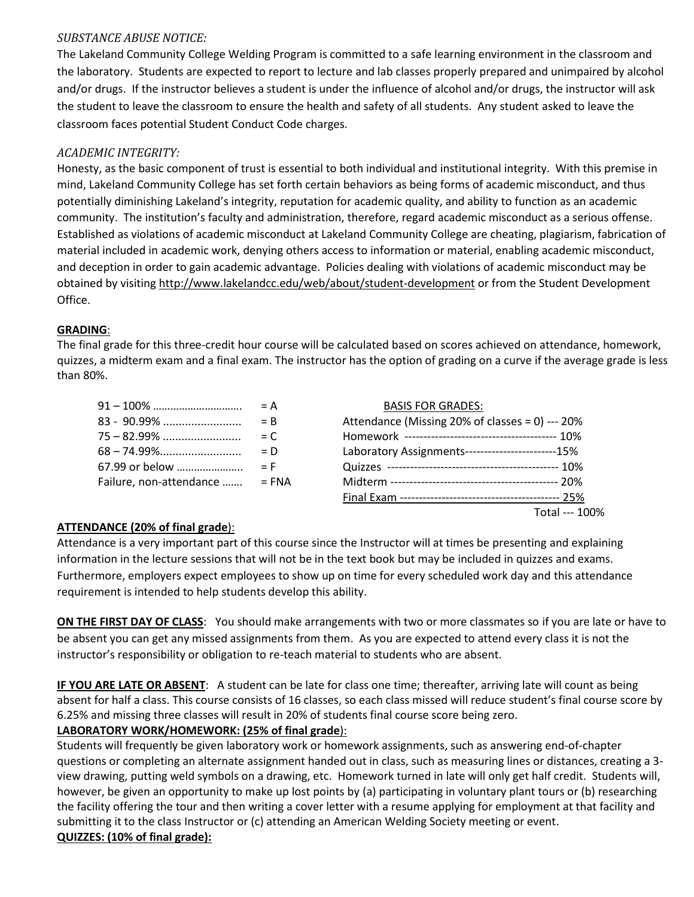*SUBSTANCE ABUSE NOTICE:*

The Lakeland Community College Welding Program is committed to a safe learning environment in the classroom and the laboratory. Students are expected to report to lecture and lab classes properly prepared and unimpaired by alcohol and/or drugs. If the instructor believes a student is under the influence of alcohol and/or drugs, the instructor will ask the student to leave the classroom to ensure the health and safety of all students. Any student asked to leave the classroom faces potential Student Conduct Code charges.

*ACADEMIC INTEGRITY:*

Honesty, as the basic component of trust is essential to both individual and institutional integrity. With this premise in mind, Lakeland Community College has set forth certain behaviors as being forms of academic misconduct, and thus potentially diminishing Lakeland's integrity, reputation for academic quality, and ability to function as an academic community. The institution's faculty and administration, therefore, regard academic misconduct as a serious offense. Established as violations of academic misconduct at Lakeland Community College are cheating, plagiarism, fabrication of material included in academic work, denying others access to information or material, enabling academic misconduct, and deception in order to gain academic advantage. Policies dealing with violations of academic misconduct may be obtained by visiting http://www.lakelandcc.edu/web/about/student-development or from the Student Development Office.

**GRADING**:

The final grade for this three-credit hour course will be calculated based on scores achieved on attendance, homework, quizzes, a midterm exam and a final exam. The instructor has the option of grading on a curve if the average grade is less than 80%.

| Range | Grade |
|---|---|
| 91 – 100% ………………………… | = A |
| 83 - 90.99% ......................... | = B |
| 75 – 82.99% ......................... | = C |
| 68 – 74.99%......................... | = D |
| 67.99 or below …………………. | = F |
| Failure, non-attendance ……. | = FNA |

| BASIS FOR GRADES: | |
|---|---|
| Attendance (Missing 20% of classes = 0) | 20% |
| Homework | 10% |
| Laboratory Assignments | 15% |
| Quizzes | 10% |
| Midterm | 20% |
| Final Exam | 25% |
| Total | 100% |

**ATTENDANCE (20% of final grade)**:

Attendance is a very important part of this course since the Instructor will at times be presenting and explaining information in the lecture sessions that will not be in the text book but may be included in quizzes and exams. Furthermore, employers expect employees to show up on time for every scheduled work day and this attendance requirement is intended to help students develop this ability.

**ON THE FIRST DAY OF CLASS**: You should make arrangements with two or more classmates so if you are late or have to be absent you can get any missed assignments from them. As you are expected to attend every class it is not the instructor's responsibility or obligation to re-teach material to students who are absent.

**IF YOU ARE LATE OR ABSENT**: A student can be late for class one time; thereafter, arriving late will count as being absent for half a class. This course consists of 16 classes, so each class missed will reduce student's final course score by 6.25% and missing three classes will result in 20% of students final course score being zero.

**LABORATORY WORK/HOMEWORK: (25% of final grade)**:

Students will frequently be given laboratory work or homework assignments, such as answering end-of-chapter questions or completing an alternate assignment handed out in class, such as measuring lines or distances, creating a 3-view drawing, putting weld symbols on a drawing, etc. Homework turned in late will only get half credit. Students will, however, be given an opportunity to make up lost points by (a) participating in voluntary plant tours or (b) researching the facility offering the tour and then writing a cover letter with a resume applying for employment at that facility and submitting it to the class Instructor or (c) attending an American Welding Society meeting or event.

**QUIZZES: (10% of final grade):**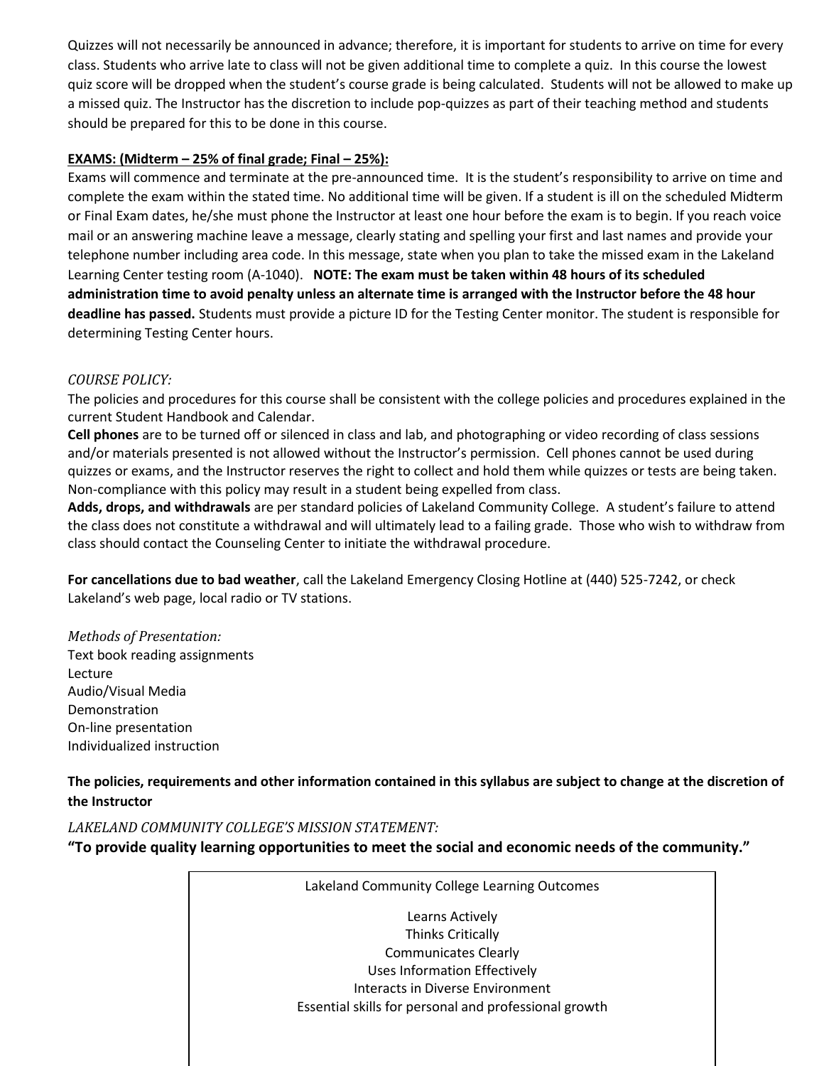Quizzes will not necessarily be announced in advance; therefore, it is important for students to arrive on time for every class. Students who arrive late to class will not be given additional time to complete a quiz. In this course the lowest quiz score will be dropped when the student's course grade is being calculated. Students will not be allowed to make up a missed quiz. The Instructor has the discretion to include pop-quizzes as part of their teaching method and students should be prepared for this to be done in this course.

**EXAMS: (Midterm – 25% of final grade; Final – 25%):**

Exams will commence and terminate at the pre-announced time. It is the student's responsibility to arrive on time and complete the exam within the stated time. No additional time will be given. If a student is ill on the scheduled Midterm or Final Exam dates, he/she must phone the Instructor at least one hour before the exam is to begin. If you reach voice mail or an answering machine leave a message, clearly stating and spelling your first and last names and provide your telephone number including area code. In this message, state when you plan to take the missed exam in the Lakeland Learning Center testing room (A-1040). **NOTE: The exam must be taken within 48 hours of its scheduled administration time to avoid penalty unless an alternate time is arranged with the Instructor before the 48 hour deadline has passed.** Students must provide a picture ID for the Testing Center monitor. The student is responsible for determining Testing Center hours.

*COURSE POLICY:*

The policies and procedures for this course shall be consistent with the college policies and procedures explained in the current Student Handbook and Calendar.

**Cell phones** are to be turned off or silenced in class and lab, and photographing or video recording of class sessions and/or materials presented is not allowed without the Instructor's permission. Cell phones cannot be used during quizzes or exams, and the Instructor reserves the right to collect and hold them while quizzes or tests are being taken. Non-compliance with this policy may result in a student being expelled from class.

**Adds, drops, and withdrawals** are per standard policies of Lakeland Community College. A student's failure to attend the class does not constitute a withdrawal and will ultimately lead to a failing grade. Those who wish to withdraw from class should contact the Counseling Center to initiate the withdrawal procedure.

**For cancellations due to bad weather**, call the Lakeland Emergency Closing Hotline at (440) 525-7242, or check Lakeland's web page, local radio or TV stations.

*Methods of Presentation:*

Text book reading assignments
Lecture
Audio/Visual Media
Demonstration
On-line presentation
Individualized instruction

**The policies, requirements and other information contained in this syllabus are subject to change at the discretion of the Instructor**

*LAKELAND COMMUNITY COLLEGE'S MISSION STATEMENT:*

**"To provide quality learning opportunities to meet the social and economic needs of the community."**

Lakeland Community College Learning Outcomes

Learns Actively
Thinks Critically
Communicates Clearly
Uses Information Effectively
Interacts in Diverse Environment
Essential skills for personal and professional growth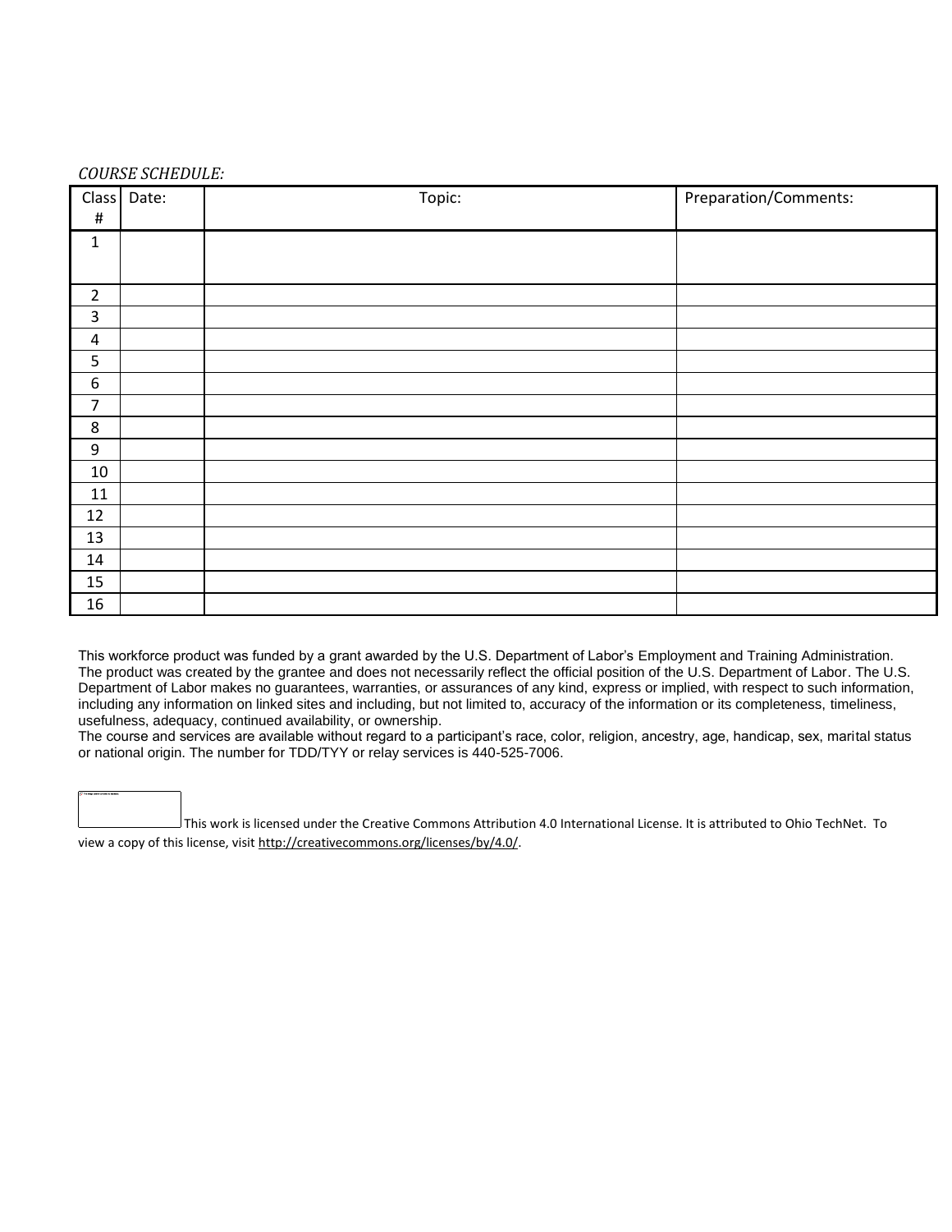*COURSE SCHEDULE:*

| Class # | Date: | Topic: | Preparation/Comments: |
| --- | --- | --- | --- |
| 1 | | | |
| 2 | | | |
| 3 | | | |
| 4 | | | |
| 5 | | | |
| 6 | | | |
| 7 | | | |
| 8 | | | |
| 9 | | | |
| 10 | | | |
| 11 | | | |
| 12 | | | |
| 13 | | | |
| 14 | | | |
| 15 | | | |
| 16 | | | |

This workforce product was funded by a grant awarded by the U.S. Department of Labor's Employment and Training Administration. The product was created by the grantee and does not necessarily reflect the official position of the U.S. Department of Labor. The U.S. Department of Labor makes no guarantees, warranties, or assurances of any kind, express or implied, with respect to such information, including any information on linked sites and including, but not limited to, accuracy of the information or its completeness, timeliness, usefulness, adequacy, continued availability, or ownership.
The course and services are available without regard to a participant's race, color, religion, ancestry, age, handicap, sex, marital status or national origin. The number for TDD/TYY or relay services is 440-525-7006.

This work is licensed under the Creative Commons Attribution 4.0 International License. It is attributed to Ohio TechNet. To view a copy of this license, visit http://creativecommons.org/licenses/by/4.0/.